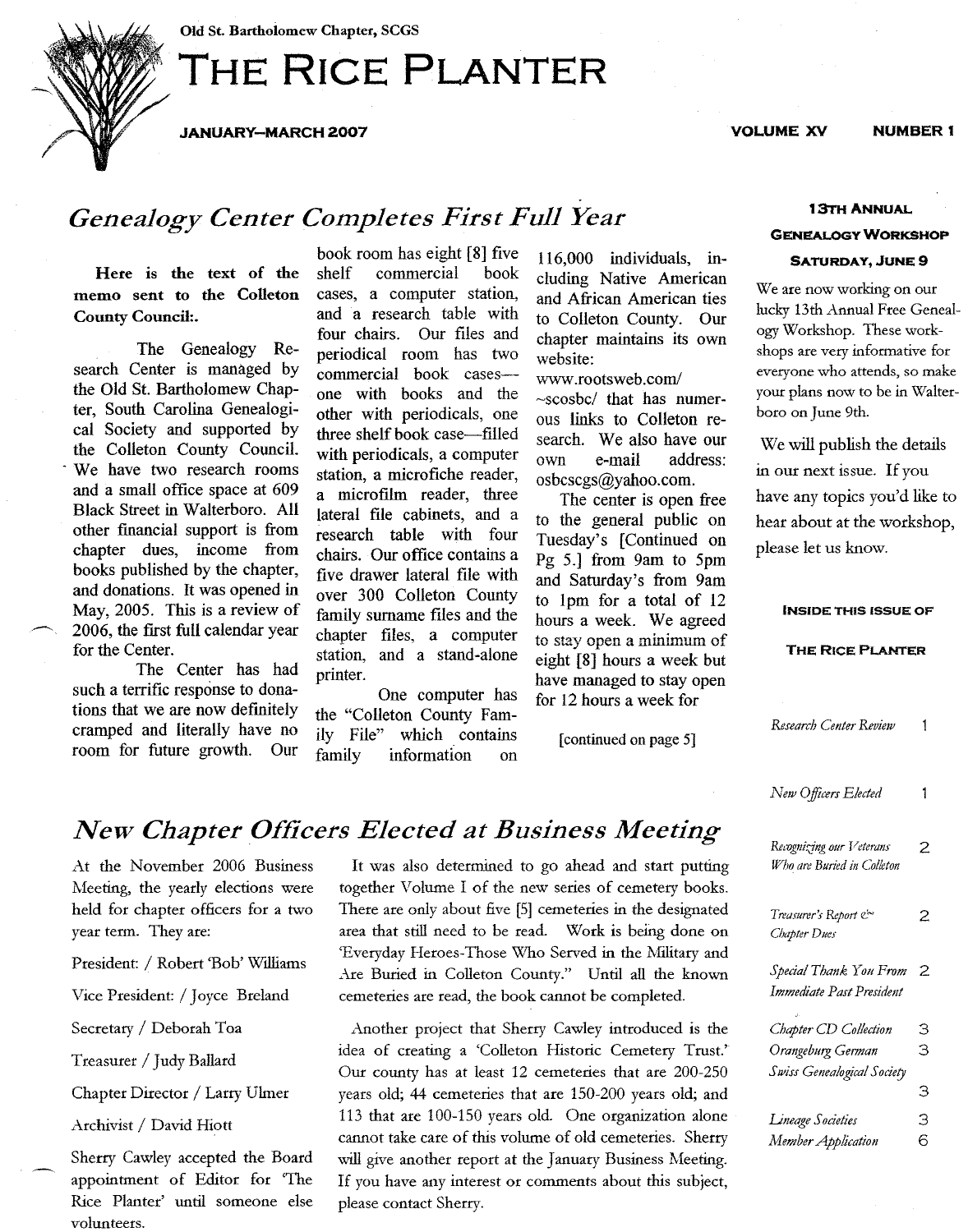Old St. Bartholomew Chapter, SCGS

# THE RICE PLANTER

JANUARY–MARCH 2007 VOLUME XV NUMBER 1

## Genealogy Center Completes First Full Year

**Here is the text of the memo sent to the Colleton County Council:.**

The Genealogy Research Center is managed by the Old St. Bartholomew Chapter, South Carolina Genealogical Society and supported by the Colleton County Council. We have two research rooms and a small office space at 609 Black Street in Walterboro. All other financial support is from chapter dues, income from books published by the chapter, and donations. It was opened in May, 2005. This is a review of 2006, the first full calendar year for the Center.

The Center has had such a terrific response to donations that we are now definitely cramped and literally have no room for future growth. Our book room has eight [8] five shelf commercial book cases, a computer station, and a research table with four chairs. Our files and periodical room has two commercial book cases—one with books and the other with periodicals, one three shelf book case—filled with periodicals, a computer station, a microfiche reader, a microfilm reader, three lateral file cabinets, and a research table with four chairs. Our office contains a five drawer lateral file with over 300 Colleton County family surname files and the chapter files, a computer station, and a stand-alone printer.

One computer has the "Colleton County Family File" which contains family information on 116,000 individuals, including Native American and African American ties to Colleton County. Our chapter maintains its own website: www.rootsweb.com/~scosbc/ that has numerous links to Colleton research. We also have our own e-mail address: osbcscgs@yahoo.com.

The center is open free to the general public on Tuesday's [Continued on Pg 5.] from 9am to 5pm and Saturday's from 9am to 1pm for a total of 12 hours a week. We agreed to stay open a minimum of eight [8] hours a week but have managed to stay open for 12 hours a week for

[continued on page 5]

## New Chapter Officers Elected at Business Meeting

At the November 2006 Business Meeting, the yearly elections were held for chapter officers for a two year term. They are:

President: / Robert 'Bob' Williams

Vice President: / Joyce Breland

Secretary / Deborah Toa

Treasurer / Judy Ballard

Chapter Director / Larry Ulmer

Archivist / David Hiott

Sherry Cawley accepted the Board appointment of Editor for 'The Rice Planter' until someone else volunteers.

It was also determined to go ahead and start putting together Volume I of the new series of cemetery books. There are only about five [5] cemeteries in the designated area that still need to be read. Work is being done on 'Everyday Heroes-Those Who Served in the Military and Are Buried in Colleton County." Until all the known cemeteries are read, the book cannot be completed.

Another project that Sherry Cawley introduced is the idea of creating a 'Colleton Historic Cemetery Trust.' Our county has at least 12 cemeteries that are 200-250 years old; 44 cemeteries that are 150-200 years old; and 113 that are 100-150 years old. One organization alone cannot take care of this volume of old cemeteries. Sherry will give another report at the January Business Meeting. If you have any interest or comments about this subject, please contact Sherry.

### 13TH ANNUAL GENEALOGY WORKSHOP SATURDAY, JUNE 9

We are now working on our lucky 13th Annual Free Genealogy Workshop. These workshops are very informative for everyone who attends, so make your plans now to be in Walterboro on June 9th.

We will publish the details in our next issue. If you have any topics you'd like to hear about at the workshop, please let us know.

### INSIDE THIS ISSUE OF THE RICE PLANTER

| | |
|---|---|
| *Research Center Review* | 1 |
| *New Officers Elected* | 1 |
| *Recognizing our Veterans Who are Buried in Colleton* | 2 |
| *Treasurer's Report & Chapter Dues* | 2 |
| *Special Thank You From Immediate Past President* | 2 |
| *Chapter CD Collection* | 3 |
| *Orangeburg German Swiss Genealogical Society* | 3 |
| | 3 |
| *Lineage Societies* | 3 |
| *Member Application* | 6 |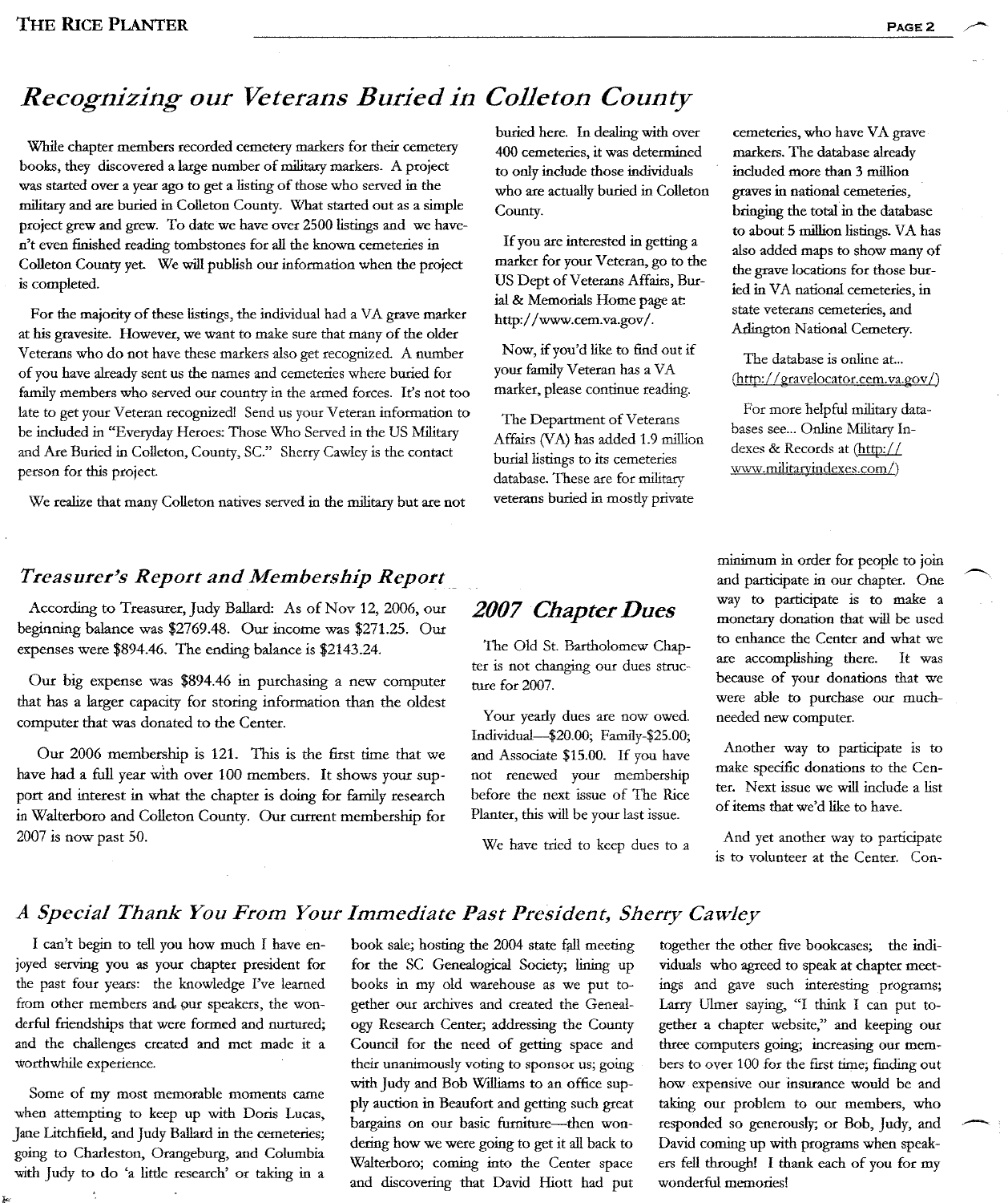## *Recognizing our Veterans Buried in Colleton County*

While chapter members recorded cemetery markers for their cemetery books, they discovered a large number of military markers. A project was started over a year ago to get a listing of those who served in the military and are buried in Colleton County. What started out as a simple project grew and grew. To date we have over 2500 listings and we haven't even finished reading tombstones for all the known cemeteries in Colleton County yet. We will publish our information when the project is completed.

For the majority of these listings, the individual had a VA grave marker at his gravesite. However, we want to make sure that many of the older Veterans who do not have these markers also get recognized. A number of you have already sent us the names and cemeteries where buried for family members who served our country in the armed forces. It's not too late to get your Veteran recognized! Send us your Veteran information to be included in "Everyday Heroes: Those Who Served in the US Military and Are Buried in Colleton, County, SC." Sherry Cawley is the contact person for this project.

We realize that many Colleton natives served in the military but are not buried here. In dealing with over 400 cemeteries, it was determined to only include those individuals who are actually buried in Colleton County.

If you are interested in getting a marker for your Veteran, go to the US Dept of Veterans Affairs, Burial & Memorials Home page at: http://www.cem.va.gov/.

Now, if you'd like to find out if your family Veteran has a VA marker, please continue reading.

The Department of Veterans Affairs (VA) has added 1.9 million burial listings to its cemeteries database. These are for military veterans buried in mostly private cemeteries, who have VA grave markers. The database already included more than 3 million graves in national cemeteries, bringing the total in the database to about 5 million listings. VA has also added maps to show many of the grave locations for those buried in VA national cemeteries, in state veterans cemeteries, and Arlington National Cemetery.

The database is online at... (http://gravelocator.cem.va.gov/)

For more helpful military databases see... Online Military Indexes & Records at (http://www.militaryindexes.com/)

## *Treasurer's Report and Membership Report*

According to Treasurer, Judy Ballard: As of Nov 12, 2006, our beginning balance was $2769.48. Our income was $271.25. Our expenses were $894.46. The ending balance is $2143.24.

Our big expense was $894.46 in purchasing a new computer that has a larger capacity for storing information than the oldest computer that was donated to the Center.

Our 2006 membership is 121. This is the first time that we have had a full year with over 100 members. It shows your support and interest in what the chapter is doing for family research in Walterboro and Colleton County. Our current membership for 2007 is now past 50.

## *2007 Chapter Dues*

The Old St. Bartholomew Chapter is not changing our dues structure for 2007.

Your yearly dues are now owed. Individual—$20.00; Family-$25.00; and Associate $15.00. If you have not renewed your membership before the next issue of The Rice Planter, this will be your last issue.

We have tried to keep dues to a minimum in order for people to join and participate in our chapter. One way to participate is to make a monetary donation that will be used to enhance the Center and what we are accomplishing there. It was because of your donations that we were able to purchase our much-needed new computer.

Another way to participate is to make specific donations to the Center. Next issue we will include a list of items that we'd like to have.

And yet another way to participate is to volunteer at the Center. Con-

## *A Special Thank You From Your Immediate Past President, Sherry Cawley*

I can't begin to tell you how much I have enjoyed serving you as your chapter president for the past four years: the knowledge I've learned from other members and our speakers, the wonderful friendships that were formed and nurtured; and the challenges created and met made it a worthwhile experience.

Some of my most memorable moments came when attempting to keep up with Doris Lucas, Jane Litchfield, and Judy Ballard in the cemeteries; going to Charleston, Orangeburg, and Columbia with Judy to do 'a little research' or taking in a book sale; hosting the 2004 state fall meeting for the SC Genealogical Society; lining up books in my old warehouse as we put together our archives and created the Genealogy Research Center; addressing the County Council for the need of getting space and their unanimously voting to sponsor us; going with Judy and Bob Williams to an office supply auction in Beaufort and getting such great bargains on our basic furniture—then wondering how we were going to get it all back to Walterboro; coming into the Center space and discovering that David Hiott had put together the other five bookcases; the individuals who agreed to speak at chapter meetings and gave such interesting programs; Larry Ulmer saying, "I think I can put together a chapter website," and keeping our three computers going; increasing our members to over 100 for the first time; finding out how expensive our insurance would be and taking our problem to our members, who responded so generously; or Bob, Judy, and David coming up with programs when speakers fell through! I thank each of you for my wonderful memories!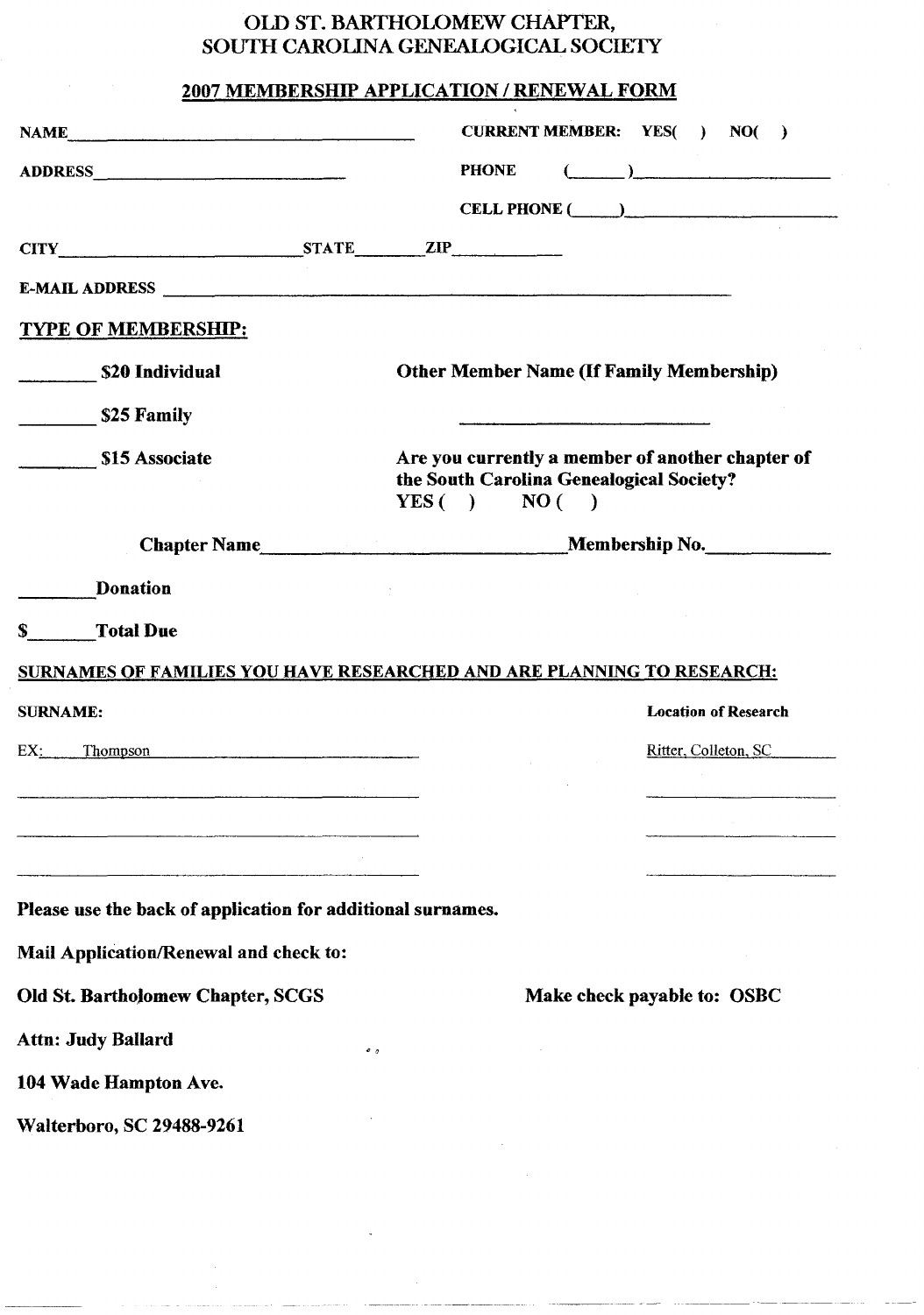# OLD ST. BARTHOLOMEW CHAPTER, SOUTH CAROLINA GENEALOGICAL SOCIETY

## 2007 MEMBERSHIP APPLICATION / RENEWAL FORM

**NAME** ______________________________ **CURRENT MEMBER:** YES( ) NO( )

**ADDRESS** ______________________________ **PHONE** (_____)__________________

**CELL PHONE** (_____)__________________

**CITY** ______________________ **STATE** ________ **ZIP** ____________

**E-MAIL ADDRESS** ________________________________________________

**TYPE OF MEMBERSHIP:**

________ **$20 Individual**

________ **$25 Family**

________ **$15 Associate**

**Other Member Name (If Family Membership)**

______________________

**Are you currently a member of another chapter of the South Carolina Genealogical Society?**
**YES ( ) NO ( )**

**Chapter Name** ______________________________ **Membership No.** ____________

________ **Donation**

**$** ________ **Total Due**

**SURNAMES OF FAMILIES YOU HAVE RESEARCHED AND ARE PLANNING TO RESEARCH:**

| SURNAME: | Location of Research |
|---|---|
| EX: Thompson | Ritter, Colleton, SC |
| | |
| | |
| | |

**Please use the back of application for additional surnames.**

**Mail Application/Renewal and check to:**

**Old St. Bartholomew Chapter, SCGS**

**Attn: Judy Ballard**

**104 Wade Hampton Ave.**

**Walterboro, SC 29488-9261**

**Make check payable to: OSBC**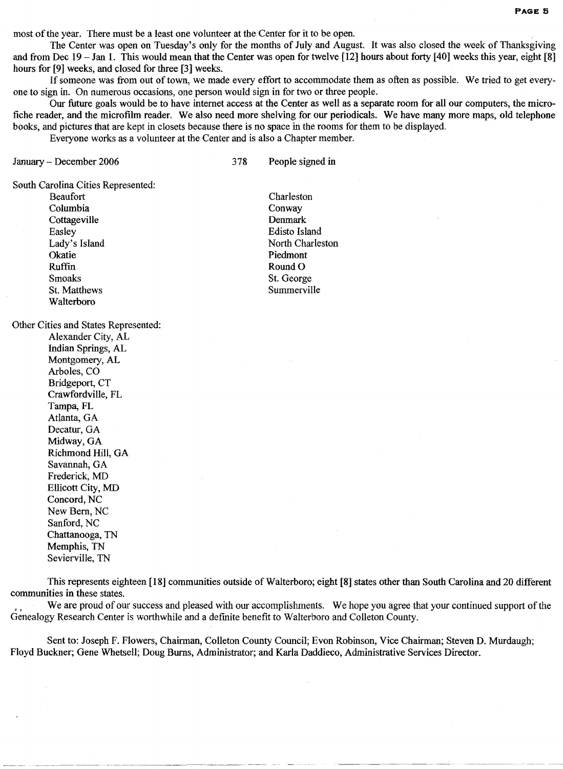most of the year. There must be a least one volunteer at the Center for it to be open.

The Center was open on Tuesday's only for the months of July and August. It was also closed the week of Thanksgiving and from Dec 19 – Jan 1. This would mean that the Center was open for twelve [12] hours about forty [40] weeks this year, eight [8] hours for [9] weeks, and closed for three [3] weeks.

If someone was from out of town, we made every effort to accommodate them as often as possible. We tried to get everyone to sign in. On numerous occasions, one person would sign in for two or three people.

Our future goals would be to have internet access at the Center as well as a separate room for all our computers, the microfiche reader, and the microfilm reader. We also need more shelving for our periodicals. We have many more maps, old telephone books, and pictures that are kept in closets because there is no space in the rooms for them to be displayed.

Everyone works as a volunteer at the Center and is also a Chapter member.

January – December 2006 378 People signed in

South Carolina Cities Represented:

- Beaufort
- Columbia
- Cottageville
- Easley
- Lady's Island
- Okatie
- Ruffin
- Smoaks
- St. Matthews
- Walterboro
- Charleston
- Conway
- Denmark
- Edisto Island
- North Charleston
- Piedmont
- Round O
- St. George
- Summerville

Other Cities and States Represented:

- Alexander City, AL
- Indian Springs, AL
- Montgomery, AL
- Arboles, CO
- Bridgeport, CT
- Crawfordville, FL
- Tampa, FL
- Atlanta, GA
- Decatur, GA
- Midway, GA
- Richmond Hill, GA
- Savannah, GA
- Frederick, MD
- Ellicott City, MD
- Concord, NC
- New Bern, NC
- Sanford, NC
- Chattanooga, TN
- Memphis, TN
- Sevierville, TN

This represents eighteen [18] communities outside of Walterboro; eight [8] states other than South Carolina and 20 different communities in these states.

We are proud of our success and pleased with our accomplishments. We hope you agree that your continued support of the Genealogy Research Center is worthwhile and a definite benefit to Walterboro and Colleton County.

Sent to: Joseph F. Flowers, Chairman, Colleton County Council; Evon Robinson, Vice Chairman; Steven D. Murdaugh; Floyd Buckner; Gene Whetsell; Doug Burns, Administrator; and Karla Daddieco, Administrative Services Director.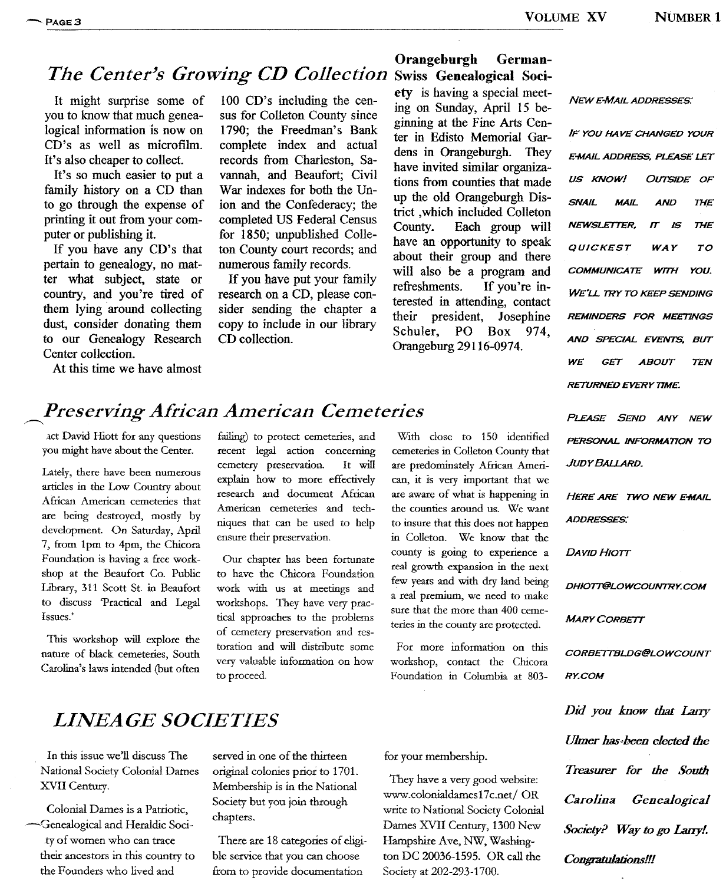## *The Center's Growing CD Collection*

It might surprise some of you to know that much genealogical information is now on CD's as well as microfilm. It's also cheaper to collect.

It's so much easier to put a family history on a CD than to go through the expense of printing it out from your computer or publishing it.

If you have any CD's that pertain to genealogy, no matter what subject, state or country, and you're tired of them lying around collecting dust, consider donating them to our Genealogy Research Center collection.

At this time we have almost 100 CD's including the census for Colleton County since 1790; the Freedman's Bank complete index and actual records from Charleston, Savannah, and Beaufort; Civil War indexes for both the Union and the Confederacy; the completed US Federal Census for 1850; unpublished Colleton County court records; and numerous family records.

If you have put your family research on a CD, please consider sending the chapter a copy to include in our library CD collection.

**Orangeburgh German-Swiss Genealogical Society** is having a special meeting on Sunday, April 15 beginning at the Fine Arts Center in Edisto Memorial Gardens in Orangeburgh. They have invited similar organizations from counties that made up the old Orangeburgh District ,which included Colleton County. Each group will have an opportunity to speak about their group and there will also be a program and refreshments. If you're interested in attending, contact their president, Josephine Schuler, PO Box 974, Orangeburg 29116-0974.

*NEW E-MAIL ADDRESSES:*

*IF YOU HAVE CHANGED YOUR E-MAIL ADDRESS, PLEASE LET US KNOW! OUTSIDE OF SNAIL MAIL AND THE NEWSLETTER, IT IS THE QUICKEST WAY TO COMMUNICATE WITH YOU. WE'LL TRY TO KEEP SENDING REMINDERS FOR MEETINGS AND SPECIAL EVENTS, BUT WE GET ABOUT TEN RETURNED EVERY TIME.*

*PLEASE SEND ANY NEW PERSONAL INFORMATION TO JUDY BALLARD.*

*HERE ARE TWO NEW E-MAIL ADDRESSES:*

*DAVID HIOTT*

*DHIOTT@LOWCOUNTRY.COM*

*MARY CORBETT*

*CORBETTBLDG@LOWCOUNTRY.COM*

## *Preserving African American Cemeteries*

act David Hiott for any questions you might have about the Center.

Lately, there have been numerous articles in the Low Country about African American cemeteries that are being destroyed, mostly by development. On Saturday, April 7, from 1pm to 4pm, the Chicora Foundation is having a free workshop at the Beaufort Co. Public Library, 311 Scott St. in Beaufort to discuss 'Practical and Legal Issues.'

This workshop will explore the nature of black cemeteries, South Carolina's laws intended (but often failing) to protect cemeteries, and recent legal action concerning cemetery preservation. It will explain how to more effectively research and document African American cemeteries and techniques that can be used to help ensure their preservation.

Our chapter has been fortunate to have the Chicora Foundation work with us at meetings and workshops. They have very practical approaches to the problems of cemetery preservation and restoration and will distribute some very valuable information on how to proceed.

With close to 150 identified cemeteries in Colleton County that are predominately African American, it is very important that we are aware of what is happening in the counties around us. We want to insure that this does not happen in Colleton. We know that the county is going to experience a real growth expansion in the next few years and with dry land being a real premium, we need to make sure that the more than 400 cemeteries in the county are protected.

For more information on this workshop, contact the Chicora Foundation in Columbia at 803-

## *LINEAGE SOCIETIES*

In this issue we'll discuss The National Society Colonial Dames XVII Century.

Colonial Dames is a Patriotic, Genealogical and Heraldic Society of women who can trace their ancestors in this country to the Founders who lived and served in one of the thirteen original colonies prior to 1701. Membership is in the National Society but you join through chapters.

There are 18 categories of eligible service that you can choose from to provide documentation for your membership.

They have a very good website: www.colonialdames17c.net/ OR write to National Society Colonial Dames XVII Century, 1300 New Hampshire Ave, NW, Washington DC 20036-1595. OR call the Society at 202-293-1700.

***Did you know that Larry Ulmer has been elected the Treasurer for the South Carolina Genealogical Society? Way to go Larry!. Congratulations!!!***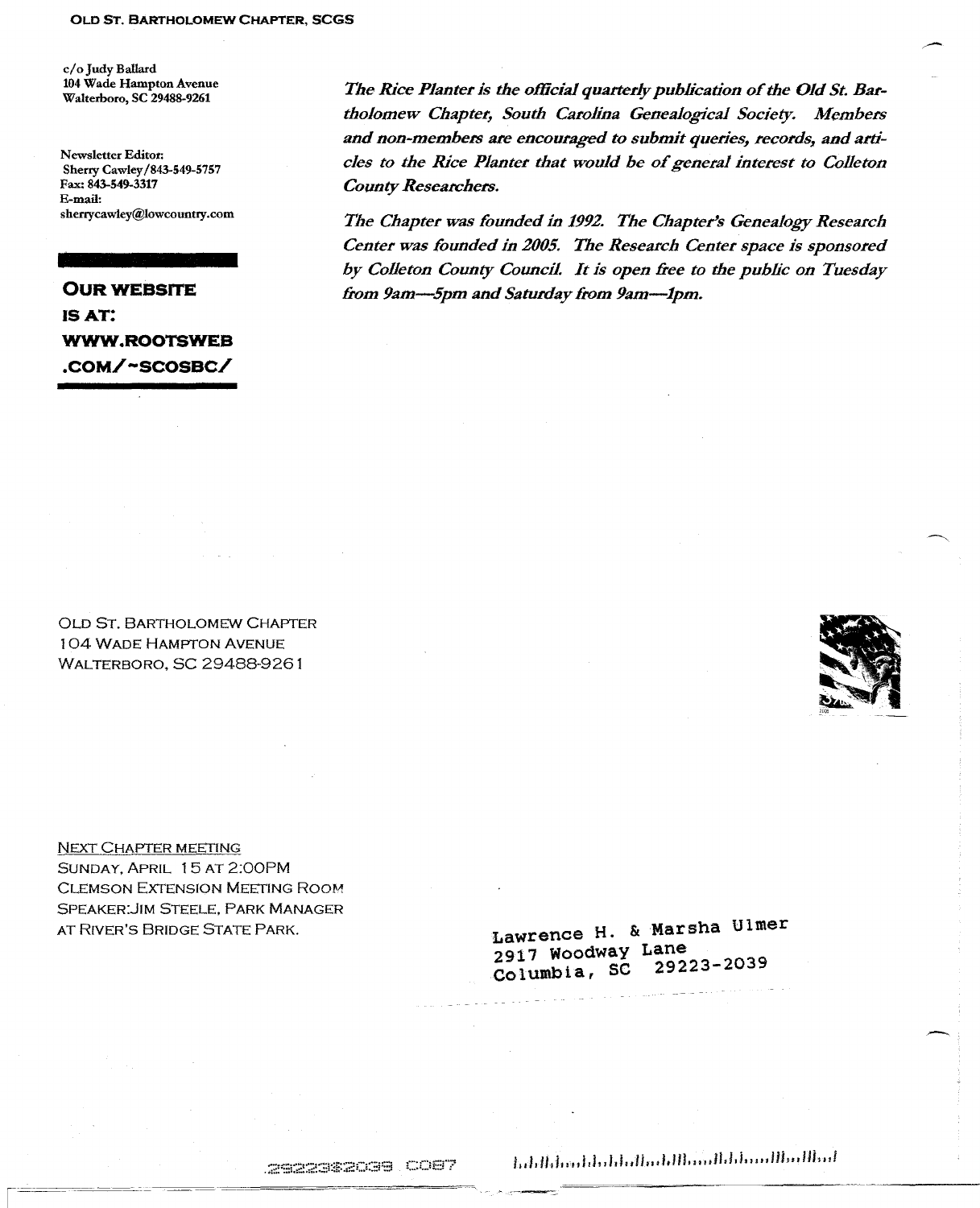**OLD ST. BARTHOLOMEW CHAPTER, SCGS**

c/o Judy Ballard
104 Wade Hampton Avenue
Walterboro, SC 29488-9261

Newsletter Editor:
Sherry Cawley/843-549-5757
Fax: 843-549-3317
E-mail:
sherrycawley@lowcountry.com

**OUR WEBSITE IS AT: WWW.ROOTSWEB.COM/~SCOSBC/**

*The Rice Planter is the official quarterly publication of the Old St. Bartholomew Chapter, South Carolina Genealogical Society. Members and non-members are encouraged to submit queries, records, and articles to the Rice Planter that would be of general interest to Colleton County Researchers.*

*The Chapter was founded in 1992. The Chapter's Genealogy Research Center was founded in 2005. The Research Center space is sponsored by Colleton County Council. It is open free to the public on Tuesday from 9am—5pm and Saturday from 9am—1pm.*

OLD ST. BARTHOLOMEW CHAPTER
104 WADE HAMPTON AVENUE
WALTERBORO, SC 29488-9261

NEXT CHAPTER MEETING
SUNDAY, APRIL 15 AT 2:00PM
CLEMSON EXTENSION MEETING ROOM
SPEAKER: JIM STEELE, PARK MANAGER AT RIVER'S BRIDGE STATE PARK.

Lawrence H. & Marsha Ulmer
2917 Woodway Lane
Columbia, SC 29223-2039

29223$2039 C087